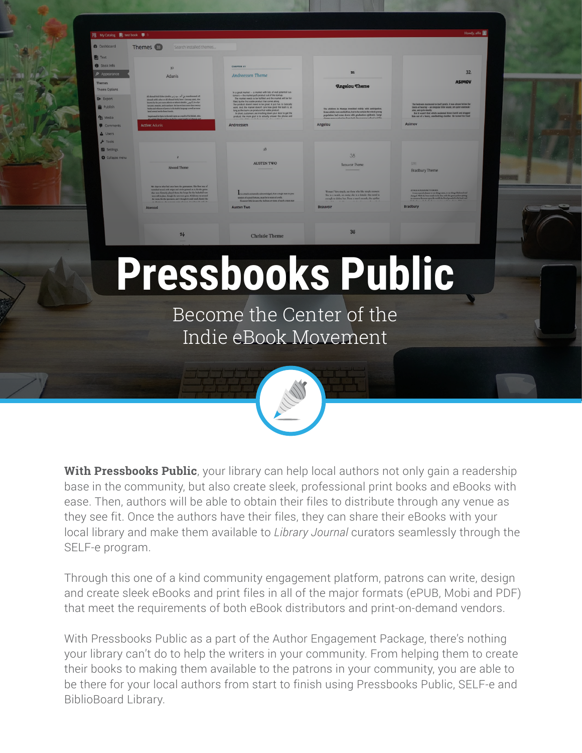# Pressbooks Public

## Become the Center of the Indie eBook Movement

**With Pressbooks Public**, your library can help local authors not only gain a readership base in the community, but also create sleek, professional print books and eBooks with ease. Then, authors will be able to obtain their files to distribute through any venue as they see fit. Once the authors have their files, they can share their eBooks with your local library and make them available to *Library Journal* curators seamlessly through the SELF-e program.

Through this one of a kind community engagement platform, patrons can write, design and create sleek eBooks and print files in all of the major formats (ePUB, Mobi and PDF) that meet the requirements of both eBook distributors and print-on-demand vendors.

With Pressbooks Public as a part of the Author Engagement Package, there's nothing your library can't do to help the writers in your community. From helping them to create their books to making them available to the patrons in your community, you are able to be there for your local authors from start to finish using Pressbooks Public, SELF-e and BiblioBoard Library.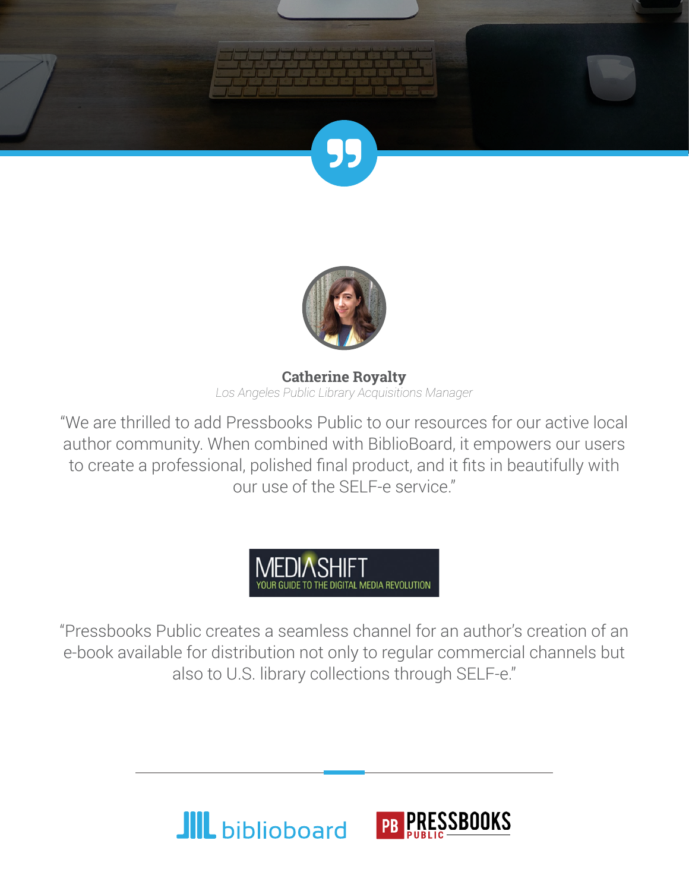**Catherine Royalty**
*Los Angeles Public Library Acquisitions Manager*

"We are thrilled to add Pressbooks Public to our resources for our active local author community. When combined with BiblioBoard, it empowers our users to create a professional, polished final product, and it fits in beautifully with our use of the SELF-e service."

MEDIASHIFT
YOUR GUIDE TO THE DIGITAL MEDIA REVOLUTION

"Pressbooks Public creates a seamless channel for an author's creation of an e-book available for distribution not only to regular commercial channels but also to U.S. library collections through SELF-e."

biblioboard

PB PRESSBOOKS PUBLIC